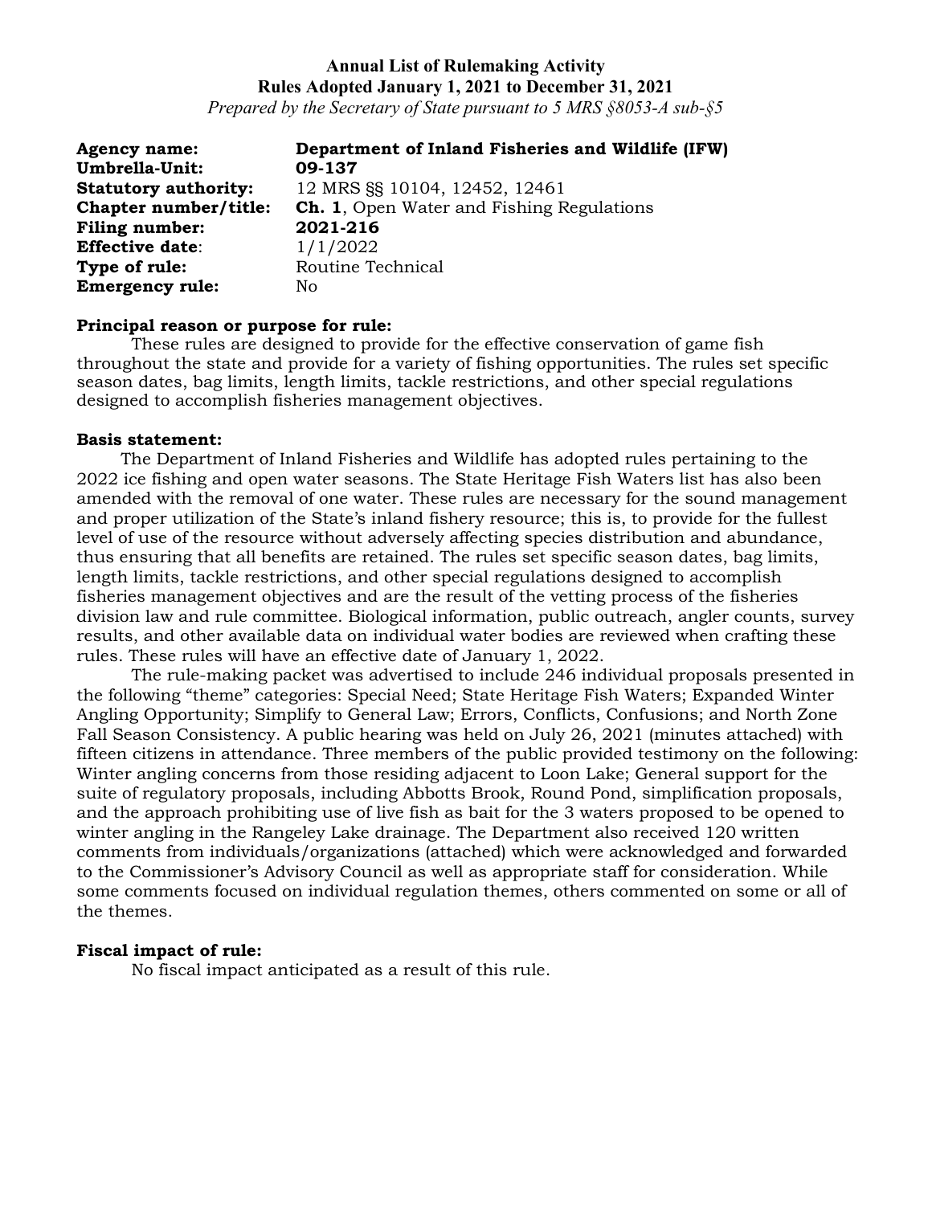**Annual List of Rulemaking Activity**
**Rules Adopted January 1, 2021 to December 31, 2021**
*Prepared by the Secretary of State pursuant to 5 MRS §8053-A sub-§5*

**Agency name:** **Department of Inland Fisheries and Wildlife (IFW)**
**Umbrella-Unit:** **09-137**
**Statutory authority:** 12 MRS §§ 10104, 12452, 12461
**Chapter number/title:** **Ch. 1**, Open Water and Fishing Regulations
**Filing number:** **2021-216**
**Effective date**: 1/1/2022
**Type of rule:** Routine Technical
**Emergency rule:** No

**Principal reason or purpose for rule:**

These rules are designed to provide for the effective conservation of game fish throughout the state and provide for a variety of fishing opportunities. The rules set specific season dates, bag limits, length limits, tackle restrictions, and other special regulations designed to accomplish fisheries management objectives.

**Basis statement:**

The Department of Inland Fisheries and Wildlife has adopted rules pertaining to the 2022 ice fishing and open water seasons. The State Heritage Fish Waters list has also been amended with the removal of one water. These rules are necessary for the sound management and proper utilization of the State's inland fishery resource; this is, to provide for the fullest level of use of the resource without adversely affecting species distribution and abundance, thus ensuring that all benefits are retained. The rules set specific season dates, bag limits, length limits, tackle restrictions, and other special regulations designed to accomplish fisheries management objectives and are the result of the vetting process of the fisheries division law and rule committee. Biological information, public outreach, angler counts, survey results, and other available data on individual water bodies are reviewed when crafting these rules. These rules will have an effective date of January 1, 2022.

The rule-making packet was advertised to include 246 individual proposals presented in the following "theme" categories: Special Need; State Heritage Fish Waters; Expanded Winter Angling Opportunity; Simplify to General Law; Errors, Conflicts, Confusions; and North Zone Fall Season Consistency. A public hearing was held on July 26, 2021 (minutes attached) with fifteen citizens in attendance. Three members of the public provided testimony on the following: Winter angling concerns from those residing adjacent to Loon Lake; General support for the suite of regulatory proposals, including Abbotts Brook, Round Pond, simplification proposals, and the approach prohibiting use of live fish as bait for the 3 waters proposed to be opened to winter angling in the Rangeley Lake drainage. The Department also received 120 written comments from individuals/organizations (attached) which were acknowledged and forwarded to the Commissioner's Advisory Council as well as appropriate staff for consideration. While some comments focused on individual regulation themes, others commented on some or all of the themes.

**Fiscal impact of rule:**

No fiscal impact anticipated as a result of this rule.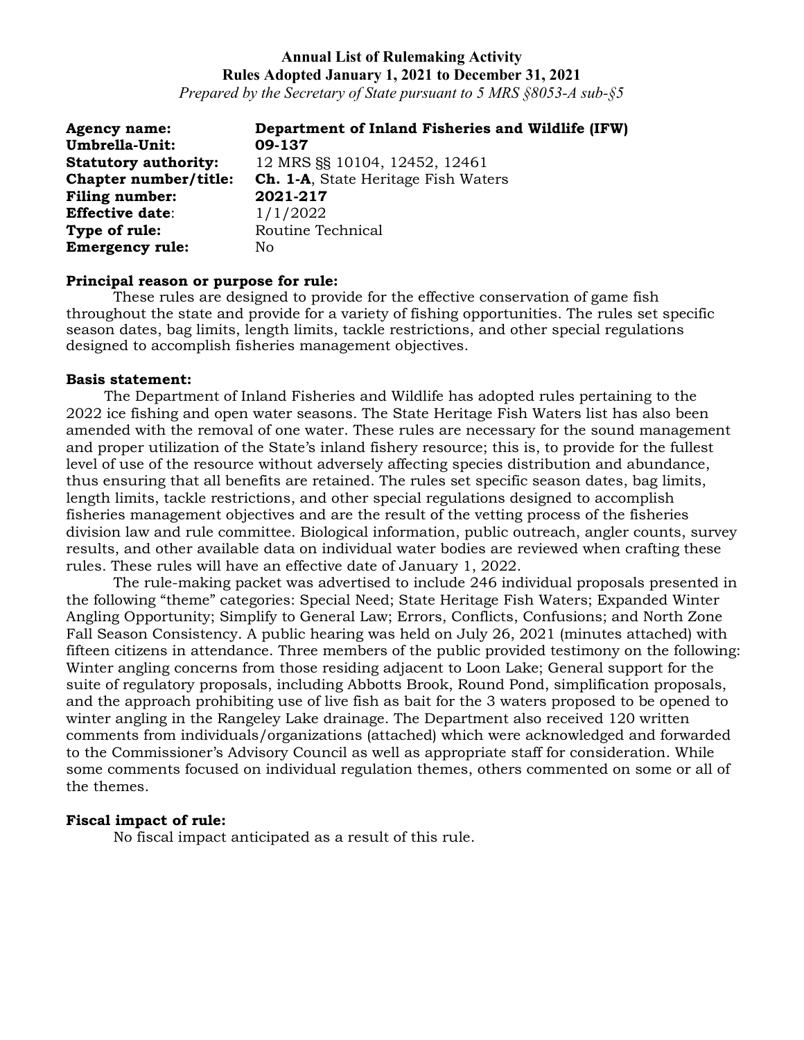**Annual List of Rulemaking Activity**
**Rules Adopted January 1, 2021 to December 31, 2021**
*Prepared by the Secretary of State pursuant to 5 MRS §8053-A sub-§5*

**Agency name:** **Department of Inland Fisheries and Wildlife (IFW)**
**Umbrella-Unit:** **09-137**
**Statutory authority:** 12 MRS §§ 10104, 12452, 12461
**Chapter number/title:** **Ch. 1-A**, State Heritage Fish Waters
**Filing number:** **2021-217**
**Effective date**: 1/1/2022
**Type of rule:** Routine Technical
**Emergency rule:** No

**Principal reason or purpose for rule:**

These rules are designed to provide for the effective conservation of game fish throughout the state and provide for a variety of fishing opportunities. The rules set specific season dates, bag limits, length limits, tackle restrictions, and other special regulations designed to accomplish fisheries management objectives.

**Basis statement:**

The Department of Inland Fisheries and Wildlife has adopted rules pertaining to the 2022 ice fishing and open water seasons. The State Heritage Fish Waters list has also been amended with the removal of one water. These rules are necessary for the sound management and proper utilization of the State's inland fishery resource; this is, to provide for the fullest level of use of the resource without adversely affecting species distribution and abundance, thus ensuring that all benefits are retained. The rules set specific season dates, bag limits, length limits, tackle restrictions, and other special regulations designed to accomplish fisheries management objectives and are the result of the vetting process of the fisheries division law and rule committee. Biological information, public outreach, angler counts, survey results, and other available data on individual water bodies are reviewed when crafting these rules. These rules will have an effective date of January 1, 2022.

The rule-making packet was advertised to include 246 individual proposals presented in the following "theme" categories: Special Need; State Heritage Fish Waters; Expanded Winter Angling Opportunity; Simplify to General Law; Errors, Conflicts, Confusions; and North Zone Fall Season Consistency. A public hearing was held on July 26, 2021 (minutes attached) with fifteen citizens in attendance. Three members of the public provided testimony on the following: Winter angling concerns from those residing adjacent to Loon Lake; General support for the suite of regulatory proposals, including Abbotts Brook, Round Pond, simplification proposals, and the approach prohibiting use of live fish as bait for the 3 waters proposed to be opened to winter angling in the Rangeley Lake drainage. The Department also received 120 written comments from individuals/organizations (attached) which were acknowledged and forwarded to the Commissioner's Advisory Council as well as appropriate staff for consideration. While some comments focused on individual regulation themes, others commented on some or all of the themes.

**Fiscal impact of rule:**

No fiscal impact anticipated as a result of this rule.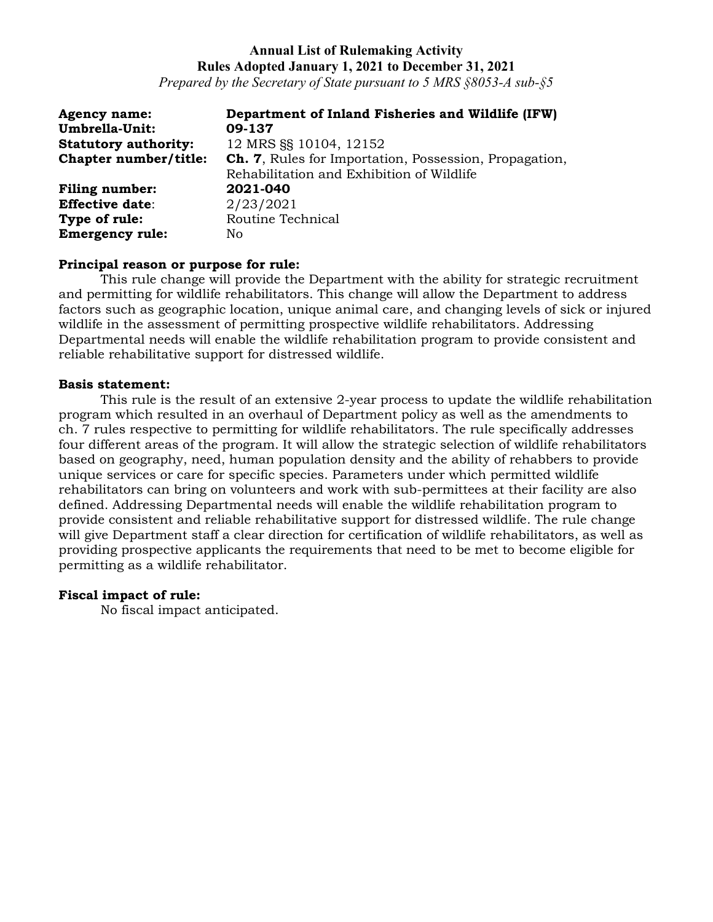**Annual List of Rulemaking Activity**
**Rules Adopted January 1, 2021 to December 31, 2021**
*Prepared by the Secretary of State pursuant to 5 MRS §8053-A sub-§5*

**Agency name:** **Department of Inland Fisheries and Wildlife (IFW)**
**Umbrella-Unit:** **09-137**
**Statutory authority:** 12 MRS §§ 10104, 12152
**Chapter number/title:** **Ch. 7**, Rules for Importation, Possession, Propagation, Rehabilitation and Exhibition of Wildlife
**Filing number:** **2021-040**
**Effective date**: 2/23/2021
**Type of rule:** Routine Technical
**Emergency rule:** No

**Principal reason or purpose for rule:**

This rule change will provide the Department with the ability for strategic recruitment and permitting for wildlife rehabilitators. This change will allow the Department to address factors such as geographic location, unique animal care, and changing levels of sick or injured wildlife in the assessment of permitting prospective wildlife rehabilitators. Addressing Departmental needs will enable the wildlife rehabilitation program to provide consistent and reliable rehabilitative support for distressed wildlife.

**Basis statement:**

This rule is the result of an extensive 2-year process to update the wildlife rehabilitation program which resulted in an overhaul of Department policy as well as the amendments to ch. 7 rules respective to permitting for wildlife rehabilitators. The rule specifically addresses four different areas of the program. It will allow the strategic selection of wildlife rehabilitators based on geography, need, human population density and the ability of rehabbers to provide unique services or care for specific species. Parameters under which permitted wildlife rehabilitators can bring on volunteers and work with sub-permittees at their facility are also defined. Addressing Departmental needs will enable the wildlife rehabilitation program to provide consistent and reliable rehabilitative support for distressed wildlife. The rule change will give Department staff a clear direction for certification of wildlife rehabilitators, as well as providing prospective applicants the requirements that need to be met to become eligible for permitting as a wildlife rehabilitator.

**Fiscal impact of rule:**

No fiscal impact anticipated.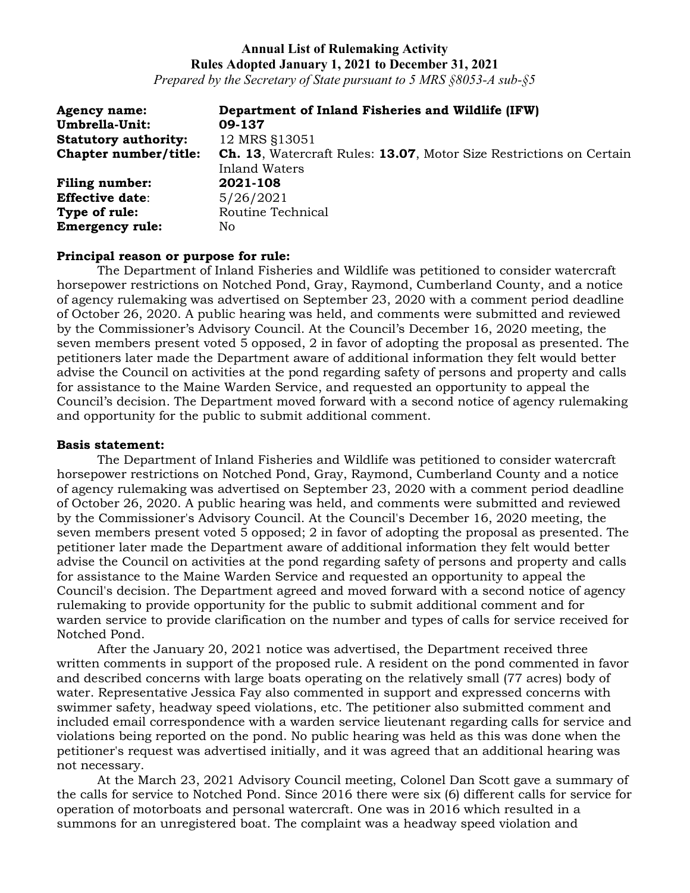**Annual List of Rulemaking Activity**
**Rules Adopted January 1, 2021 to December 31, 2021**
*Prepared by the Secretary of State pursuant to 5 MRS §8053-A sub-§5*

| | |
|---|---|
| **Agency name:** | **Department of Inland Fisheries and Wildlife (IFW)** |
| **Umbrella-Unit:** | **09-137** |
| **Statutory authority:** | 12 MRS §13051 |
| **Chapter number/title:** | **Ch. 13**, Watercraft Rules: **13.07**, Motor Size Restrictions on Certain Inland Waters |
| **Filing number:** | **2021-108** |
| **Effective date**: | 5/26/2021 |
| **Type of rule:** | Routine Technical |
| **Emergency rule:** | No |

**Principal reason or purpose for rule:**

The Department of Inland Fisheries and Wildlife was petitioned to consider watercraft horsepower restrictions on Notched Pond, Gray, Raymond, Cumberland County, and a notice of agency rulemaking was advertised on September 23, 2020 with a comment period deadline of October 26, 2020. A public hearing was held, and comments were submitted and reviewed by the Commissioner's Advisory Council. At the Council's December 16, 2020 meeting, the seven members present voted 5 opposed, 2 in favor of adopting the proposal as presented. The petitioners later made the Department aware of additional information they felt would better advise the Council on activities at the pond regarding safety of persons and property and calls for assistance to the Maine Warden Service, and requested an opportunity to appeal the Council's decision. The Department moved forward with a second notice of agency rulemaking and opportunity for the public to submit additional comment.

**Basis statement:**

The Department of Inland Fisheries and Wildlife was petitioned to consider watercraft horsepower restrictions on Notched Pond, Gray, Raymond, Cumberland County and a notice of agency rulemaking was advertised on September 23, 2020 with a comment period deadline of October 26, 2020. A public hearing was held, and comments were submitted and reviewed by the Commissioner's Advisory Council. At the Council's December 16, 2020 meeting, the seven members present voted 5 opposed; 2 in favor of adopting the proposal as presented. The petitioner later made the Department aware of additional information they felt would better advise the Council on activities at the pond regarding safety of persons and property and calls for assistance to the Maine Warden Service and requested an opportunity to appeal the Council's decision. The Department agreed and moved forward with a second notice of agency rulemaking to provide opportunity for the public to submit additional comment and for warden service to provide clarification on the number and types of calls for service received for Notched Pond.

After the January 20, 2021 notice was advertised, the Department received three written comments in support of the proposed rule. A resident on the pond commented in favor and described concerns with large boats operating on the relatively small (77 acres) body of water. Representative Jessica Fay also commented in support and expressed concerns with swimmer safety, headway speed violations, etc. The petitioner also submitted comment and included email correspondence with a warden service lieutenant regarding calls for service and violations being reported on the pond. No public hearing was held as this was done when the petitioner's request was advertised initially, and it was agreed that an additional hearing was not necessary.

At the March 23, 2021 Advisory Council meeting, Colonel Dan Scott gave a summary of the calls for service to Notched Pond. Since 2016 there were six (6) different calls for service for operation of motorboats and personal watercraft. One was in 2016 which resulted in a summons for an unregistered boat. The complaint was a headway speed violation and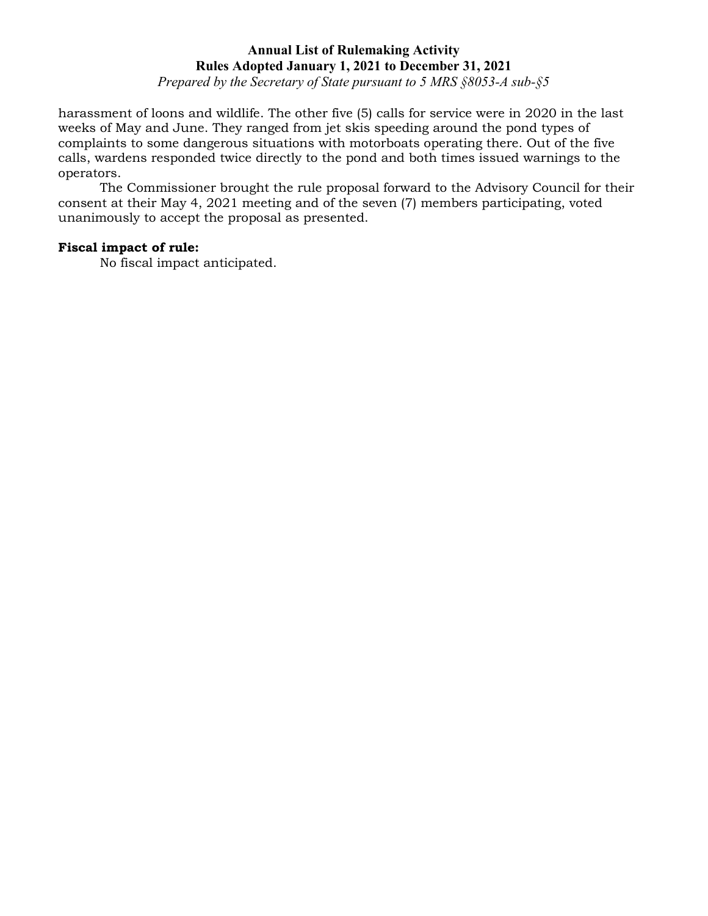harassment of loons and wildlife. The other five (5) calls for service were in 2020 in the last weeks of May and June. They ranged from jet skis speeding around the pond types of complaints to some dangerous situations with motorboats operating there. Out of the five calls, wardens responded twice directly to the pond and both times issued warnings to the operators.

The Commissioner brought the rule proposal forward to the Advisory Council for their consent at their May 4, 2021 meeting and of the seven (7) members participating, voted unanimously to accept the proposal as presented.

**Fiscal impact of rule:**

No fiscal impact anticipated.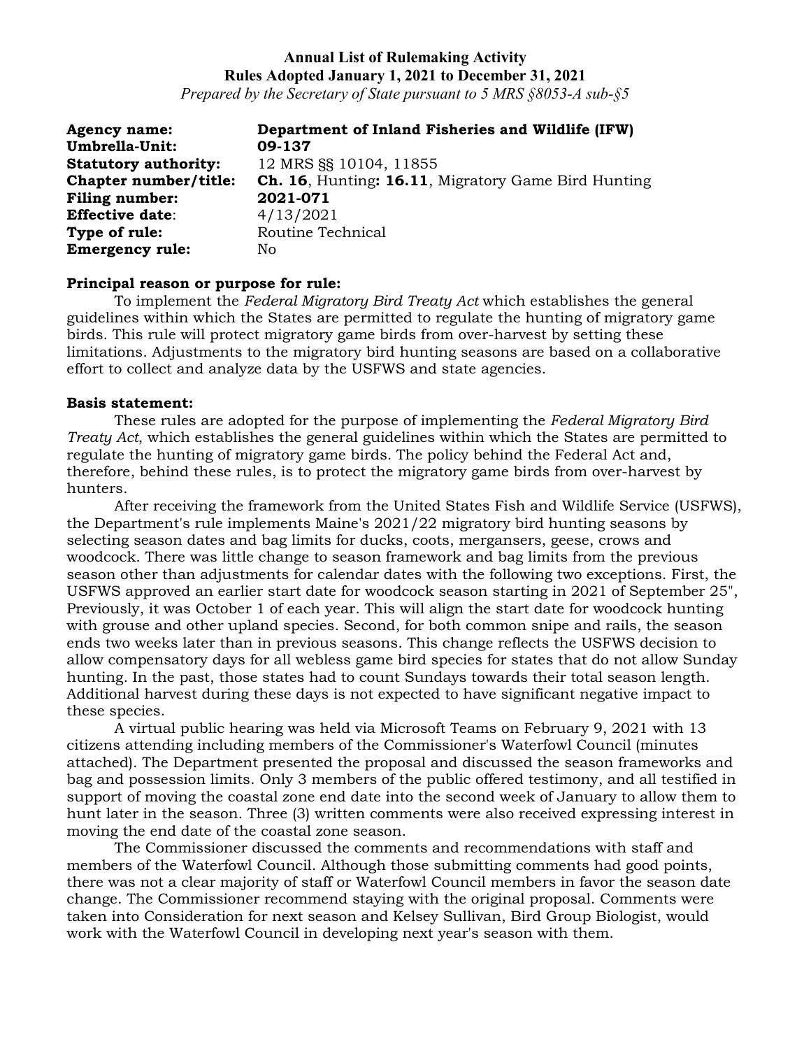**Annual List of Rulemaking Activity**
**Rules Adopted January 1, 2021 to December 31, 2021**
*Prepared by the Secretary of State pursuant to 5 MRS §8053-A sub-§5*

**Agency name:** **Department of Inland Fisheries and Wildlife (IFW)**
**Umbrella-Unit:** **09-137**
**Statutory authority:** 12 MRS §§ 10104, 11855
**Chapter number/title:** **Ch. 16**, Hunting**: 16.11**, Migratory Game Bird Hunting
**Filing number:** **2021-071**
**Effective date**: 4/13/2021
**Type of rule:** Routine Technical
**Emergency rule:** No

**Principal reason or purpose for rule:**

To implement the *Federal Migratory Bird Treaty Act* which establishes the general guidelines within which the States are permitted to regulate the hunting of migratory game birds. This rule will protect migratory game birds from over-harvest by setting these limitations. Adjustments to the migratory bird hunting seasons are based on a collaborative effort to collect and analyze data by the USFWS and state agencies.

**Basis statement:**

These rules are adopted for the purpose of implementing the *Federal Migratory Bird Treaty Act*, which establishes the general guidelines within which the States are permitted to regulate the hunting of migratory game birds. The policy behind the Federal Act and, therefore, behind these rules, is to protect the migratory game birds from over-harvest by hunters.

After receiving the framework from the United States Fish and Wildlife Service (USFWS), the Department's rule implements Maine's 2021/22 migratory bird hunting seasons by selecting season dates and bag limits for ducks, coots, mergansers, geese, crows and woodcock. There was little change to season framework and bag limits from the previous season other than adjustments for calendar dates with the following two exceptions. First, the USFWS approved an earlier start date for woodcock season starting in 2021 of September 25", Previously, it was October 1 of each year. This will align the start date for woodcock hunting with grouse and other upland species. Second, for both common snipe and rails, the season ends two weeks later than in previous seasons. This change reflects the USFWS decision to allow compensatory days for all webless game bird species for states that do not allow Sunday hunting. In the past, those states had to count Sundays towards their total season length. Additional harvest during these days is not expected to have significant negative impact to these species.

A virtual public hearing was held via Microsoft Teams on February 9, 2021 with 13 citizens attending including members of the Commissioner's Waterfowl Council (minutes attached). The Department presented the proposal and discussed the season frameworks and bag and possession limits. Only 3 members of the public offered testimony, and all testified in support of moving the coastal zone end date into the second week of January to allow them to hunt later in the season. Three (3) written comments were also received expressing interest in moving the end date of the coastal zone season.

The Commissioner discussed the comments and recommendations with staff and members of the Waterfowl Council. Although those submitting comments had good points, there was not a clear majority of staff or Waterfowl Council members in favor the season date change. The Commissioner recommend staying with the original proposal. Comments were taken into Consideration for next season and Kelsey Sullivan, Bird Group Biologist, would work with the Waterfowl Council in developing next year's season with them.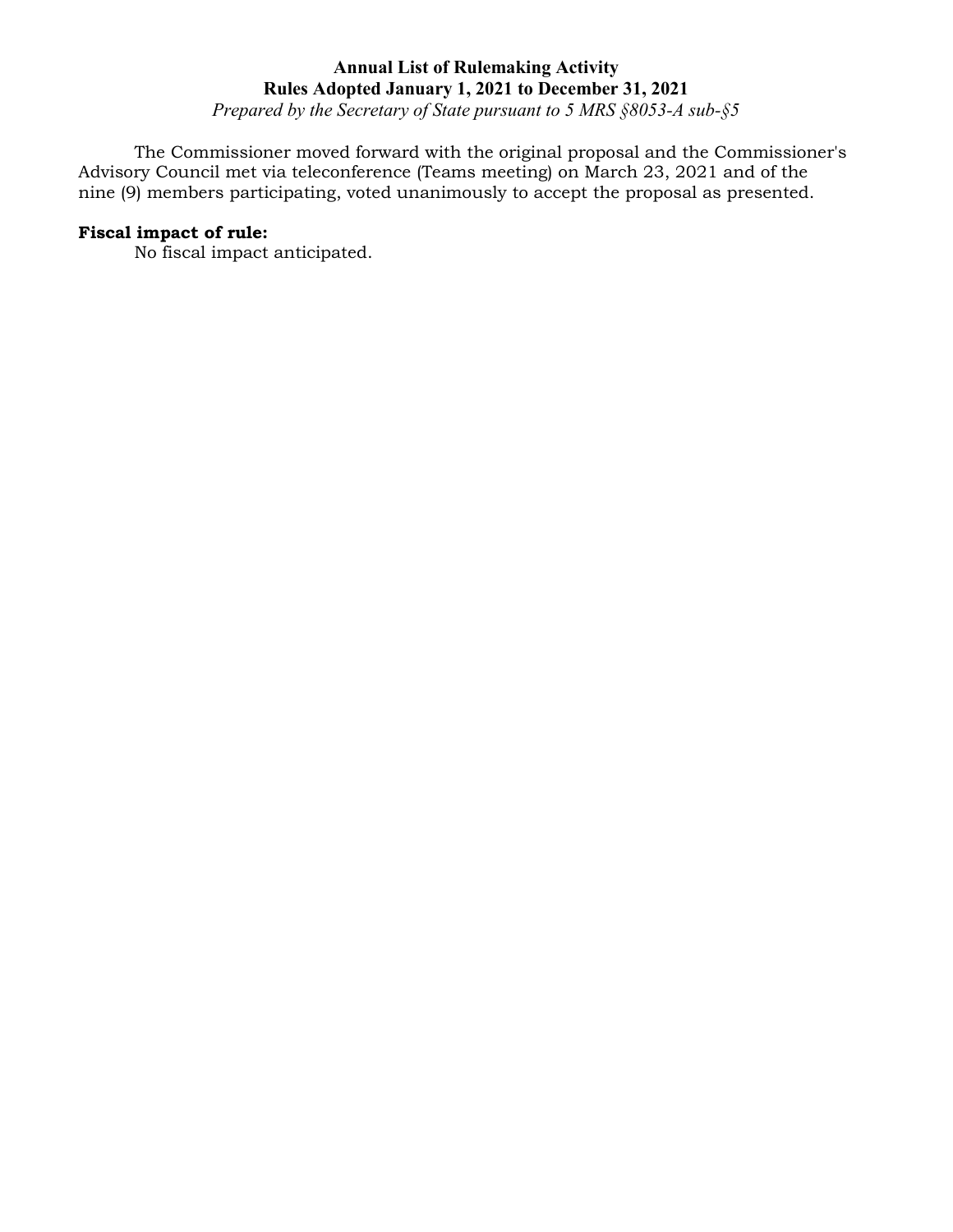The Commissioner moved forward with the original proposal and the Commissioner's Advisory Council met via teleconference (Teams meeting) on March 23, 2021 and of the nine (9) members participating, voted unanimously to accept the proposal as presented.

**Fiscal impact of rule:**

No fiscal impact anticipated.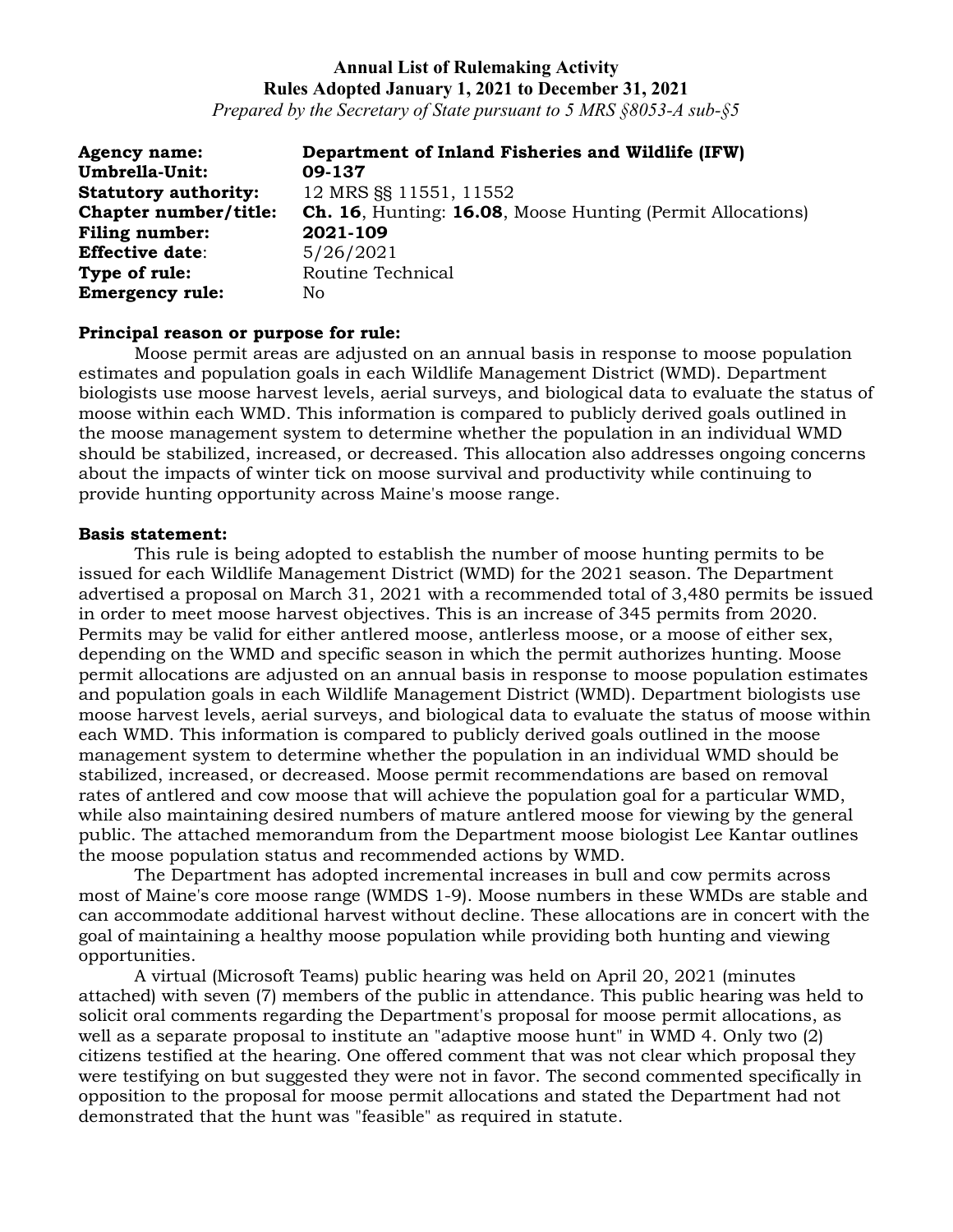**Annual List of Rulemaking Activity**
**Rules Adopted January 1, 2021 to December 31, 2021**
*Prepared by the Secretary of State pursuant to 5 MRS §8053-A sub-§5*

**Agency name:** **Department of Inland Fisheries and Wildlife (IFW)**
**Umbrella-Unit:** **09-137**
**Statutory authority:** 12 MRS §§ 11551, 11552
**Chapter number/title:** **Ch. 16**, Hunting: **16.08**, Moose Hunting (Permit Allocations)
**Filing number:** **2021-109**
**Effective date**: 5/26/2021
**Type of rule:** Routine Technical
**Emergency rule:** No

**Principal reason or purpose for rule:**

Moose permit areas are adjusted on an annual basis in response to moose population estimates and population goals in each Wildlife Management District (WMD). Department biologists use moose harvest levels, aerial surveys, and biological data to evaluate the status of moose within each WMD. This information is compared to publicly derived goals outlined in the moose management system to determine whether the population in an individual WMD should be stabilized, increased, or decreased. This allocation also addresses ongoing concerns about the impacts of winter tick on moose survival and productivity while continuing to provide hunting opportunity across Maine's moose range.

**Basis statement:**

This rule is being adopted to establish the number of moose hunting permits to be issued for each Wildlife Management District (WMD) for the 2021 season. The Department advertised a proposal on March 31, 2021 with a recommended total of 3,480 permits be issued in order to meet moose harvest objectives. This is an increase of 345 permits from 2020. Permits may be valid for either antlered moose, antlerless moose, or a moose of either sex, depending on the WMD and specific season in which the permit authorizes hunting. Moose permit allocations are adjusted on an annual basis in response to moose population estimates and population goals in each Wildlife Management District (WMD). Department biologists use moose harvest levels, aerial surveys, and biological data to evaluate the status of moose within each WMD. This information is compared to publicly derived goals outlined in the moose management system to determine whether the population in an individual WMD should be stabilized, increased, or decreased. Moose permit recommendations are based on removal rates of antlered and cow moose that will achieve the population goal for a particular WMD, while also maintaining desired numbers of mature antlered moose for viewing by the general public. The attached memorandum from the Department moose biologist Lee Kantar outlines the moose population status and recommended actions by WMD.

The Department has adopted incremental increases in bull and cow permits across most of Maine's core moose range (WMDS 1-9). Moose numbers in these WMDs are stable and can accommodate additional harvest without decline. These allocations are in concert with the goal of maintaining a healthy moose population while providing both hunting and viewing opportunities.

A virtual (Microsoft Teams) public hearing was held on April 20, 2021 (minutes attached) with seven (7) members of the public in attendance. This public hearing was held to solicit oral comments regarding the Department's proposal for moose permit allocations, as well as a separate proposal to institute an "adaptive moose hunt" in WMD 4. Only two (2) citizens testified at the hearing. One offered comment that was not clear which proposal they were testifying on but suggested they were not in favor. The second commented specifically in opposition to the proposal for moose permit allocations and stated the Department had not demonstrated that the hunt was "feasible" as required in statute.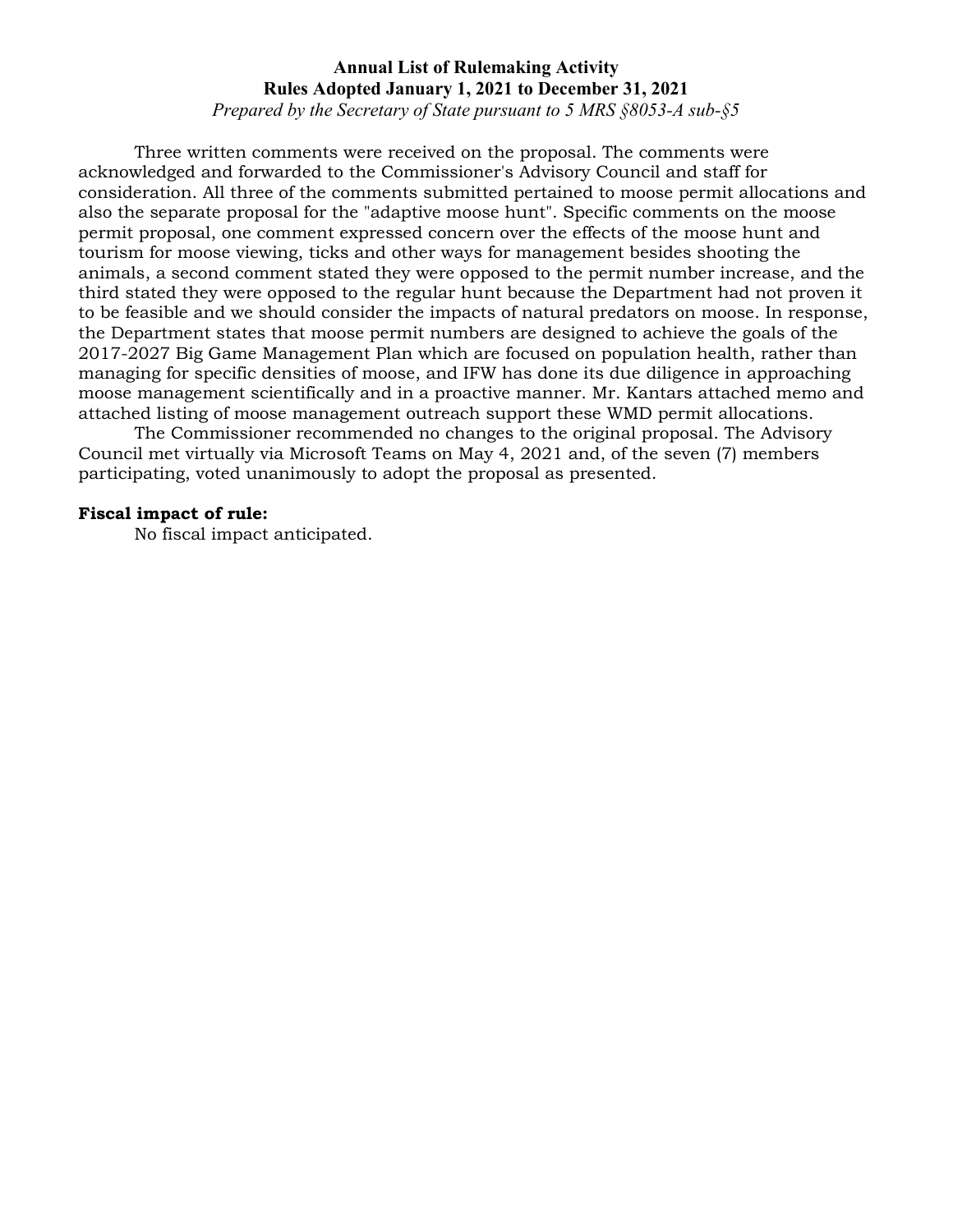Three written comments were received on the proposal. The comments were acknowledged and forwarded to the Commissioner's Advisory Council and staff for consideration. All three of the comments submitted pertained to moose permit allocations and also the separate proposal for the "adaptive moose hunt". Specific comments on the moose permit proposal, one comment expressed concern over the effects of the moose hunt and tourism for moose viewing, ticks and other ways for management besides shooting the animals, a second comment stated they were opposed to the permit number increase, and the third stated they were opposed to the regular hunt because the Department had not proven it to be feasible and we should consider the impacts of natural predators on moose. In response, the Department states that moose permit numbers are designed to achieve the goals of the 2017-2027 Big Game Management Plan which are focused on population health, rather than managing for specific densities of moose, and IFW has done its due diligence in approaching moose management scientifically and in a proactive manner. Mr. Kantars attached memo and attached listing of moose management outreach support these WMD permit allocations.

The Commissioner recommended no changes to the original proposal. The Advisory Council met virtually via Microsoft Teams on May 4, 2021 and, of the seven (7) members participating, voted unanimously to adopt the proposal as presented.

**Fiscal impact of rule:**

No fiscal impact anticipated.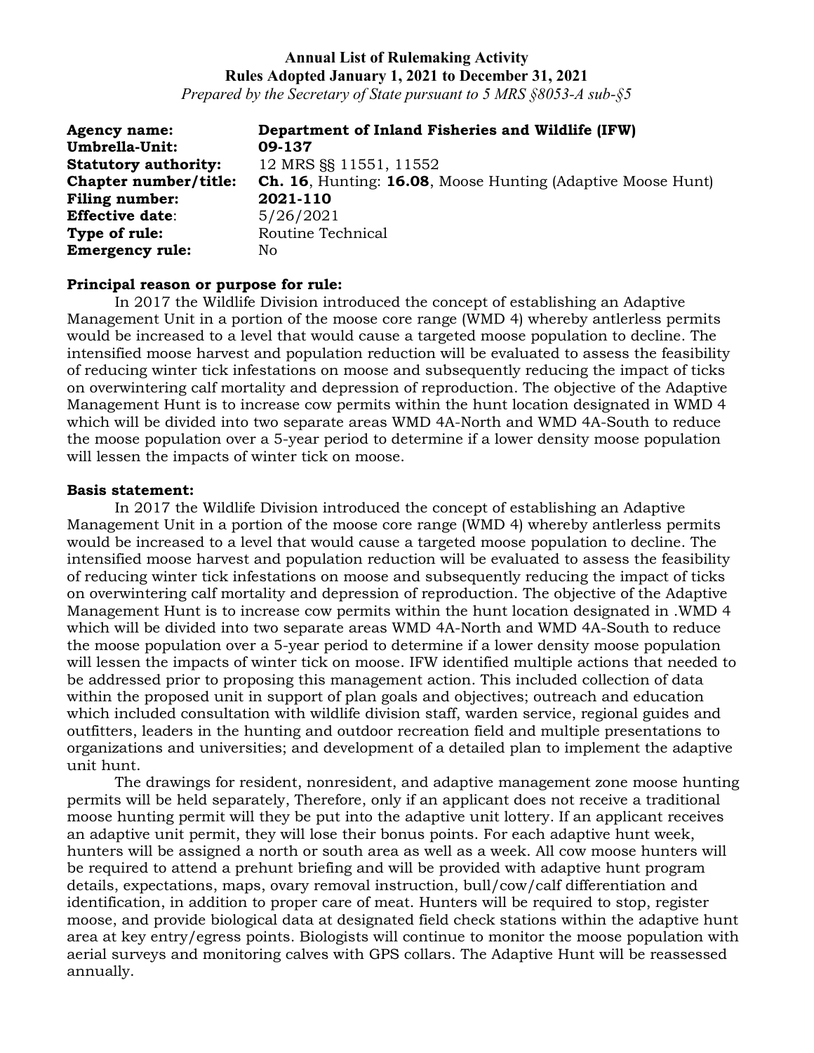**Annual List of Rulemaking Activity**
**Rules Adopted January 1, 2021 to December 31, 2021**
*Prepared by the Secretary of State pursuant to 5 MRS §8053-A sub-§5*

**Agency name:** **Department of Inland Fisheries and Wildlife (IFW)**
**Umbrella-Unit:** **09-137**
**Statutory authority:** 12 MRS §§ 11551, 11552
**Chapter number/title:** **Ch. 16**, Hunting: **16.08**, Moose Hunting (Adaptive Moose Hunt)
**Filing number:** **2021-110**
**Effective date**: 5/26/2021
**Type of rule:** Routine Technical
**Emergency rule:** No

**Principal reason or purpose for rule:**

In 2017 the Wildlife Division introduced the concept of establishing an Adaptive Management Unit in a portion of the moose core range (WMD 4) whereby antlerless permits would be increased to a level that would cause a targeted moose population to decline. The intensified moose harvest and population reduction will be evaluated to assess the feasibility of reducing winter tick infestations on moose and subsequently reducing the impact of ticks on overwintering calf mortality and depression of reproduction. The objective of the Adaptive Management Hunt is to increase cow permits within the hunt location designated in WMD 4 which will be divided into two separate areas WMD 4A-North and WMD 4A-South to reduce the moose population over a 5-year period to determine if a lower density moose population will lessen the impacts of winter tick on moose.

**Basis statement:**

In 2017 the Wildlife Division introduced the concept of establishing an Adaptive Management Unit in a portion of the moose core range (WMD 4) whereby antlerless permits would be increased to a level that would cause a targeted moose population to decline. The intensified moose harvest and population reduction will be evaluated to assess the feasibility of reducing winter tick infestations on moose and subsequently reducing the impact of ticks on overwintering calf mortality and depression of reproduction. The objective of the Adaptive Management Hunt is to increase cow permits within the hunt location designated in .WMD 4 which will be divided into two separate areas WMD 4A-North and WMD 4A-South to reduce the moose population over a 5-year period to determine if a lower density moose population will lessen the impacts of winter tick on moose. IFW identified multiple actions that needed to be addressed prior to proposing this management action. This included collection of data within the proposed unit in support of plan goals and objectives; outreach and education which included consultation with wildlife division staff, warden service, regional guides and outfitters, leaders in the hunting and outdoor recreation field and multiple presentations to organizations and universities; and development of a detailed plan to implement the adaptive unit hunt.

The drawings for resident, nonresident, and adaptive management zone moose hunting permits will be held separately, Therefore, only if an applicant does not receive a traditional moose hunting permit will they be put into the adaptive unit lottery. If an applicant receives an adaptive unit permit, they will lose their bonus points. For each adaptive hunt week, hunters will be assigned a north or south area as well as a week. All cow moose hunters will be required to attend a prehunt briefing and will be provided with adaptive hunt program details, expectations, maps, ovary removal instruction, bull/cow/calf differentiation and identification, in addition to proper care of meat. Hunters will be required to stop, register moose, and provide biological data at designated field check stations within the adaptive hunt area at key entry/egress points. Biologists will continue to monitor the moose population with aerial surveys and monitoring calves with GPS collars. The Adaptive Hunt will be reassessed annually.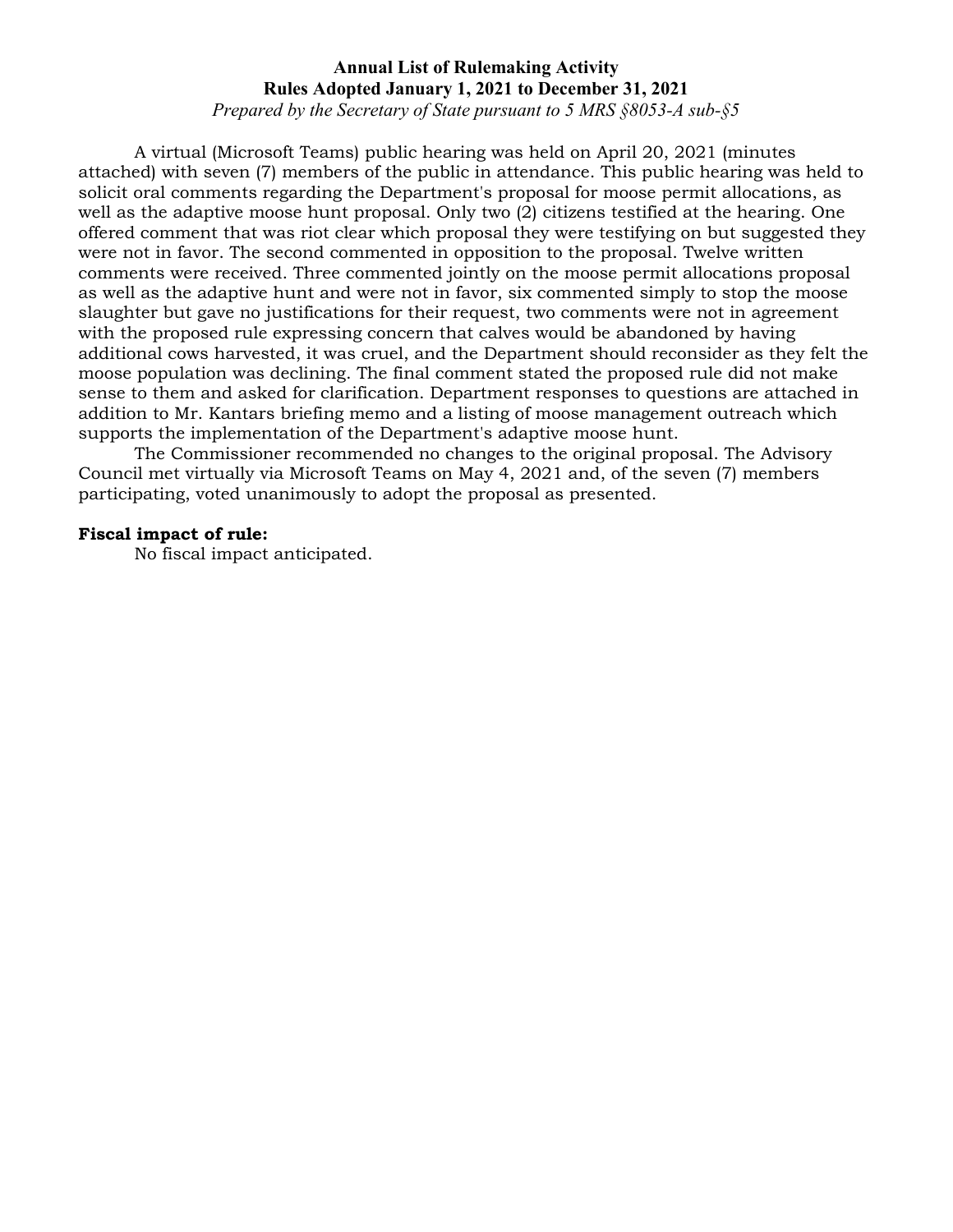A virtual (Microsoft Teams) public hearing was held on April 20, 2021 (minutes attached) with seven (7) members of the public in attendance. This public hearing was held to solicit oral comments regarding the Department's proposal for moose permit allocations, as well as the adaptive moose hunt proposal. Only two (2) citizens testified at the hearing. One offered comment that was riot clear which proposal they were testifying on but suggested they were not in favor. The second commented in opposition to the proposal. Twelve written comments were received. Three commented jointly on the moose permit allocations proposal as well as the adaptive hunt and were not in favor, six commented simply to stop the moose slaughter but gave no justifications for their request, two comments were not in agreement with the proposed rule expressing concern that calves would be abandoned by having additional cows harvested, it was cruel, and the Department should reconsider as they felt the moose population was declining. The final comment stated the proposed rule did not make sense to them and asked for clarification. Department responses to questions are attached in addition to Mr. Kantars briefing memo and a listing of moose management outreach which supports the implementation of the Department's adaptive moose hunt.

The Commissioner recommended no changes to the original proposal. The Advisory Council met virtually via Microsoft Teams on May 4, 2021 and, of the seven (7) members participating, voted unanimously to adopt the proposal as presented.

**Fiscal impact of rule:**

No fiscal impact anticipated.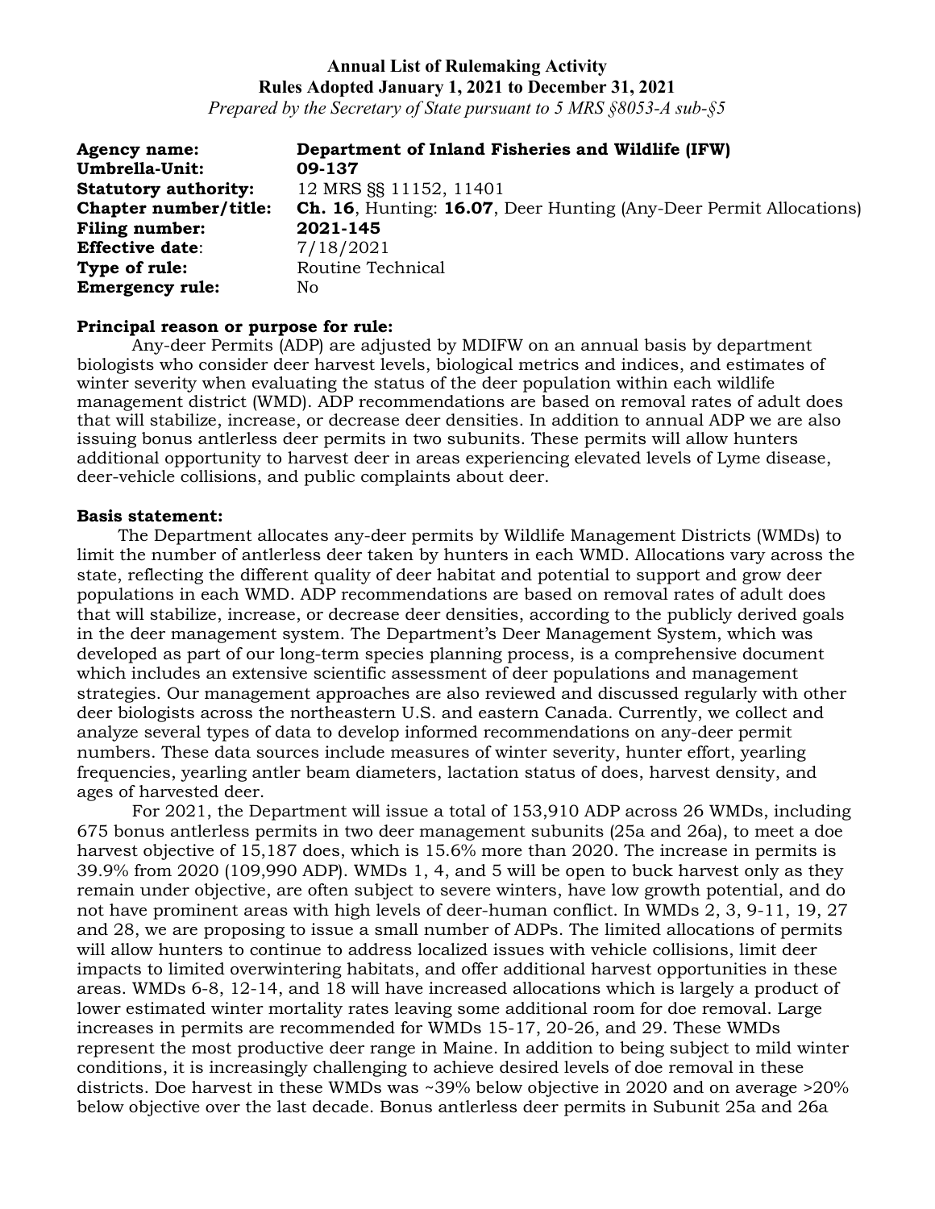**Annual List of Rulemaking Activity**
**Rules Adopted January 1, 2021 to December 31, 2021**
*Prepared by the Secretary of State pursuant to 5 MRS §8053-A sub-§5*

**Agency name:** **Department of Inland Fisheries and Wildlife (IFW)**
**Umbrella-Unit:** **09-137**
**Statutory authority:** 12 MRS §§ 11152, 11401
**Chapter number/title:** **Ch. 16**, Hunting: **16.07**, Deer Hunting (Any-Deer Permit Allocations)
**Filing number:** **2021-145**
**Effective date**: 7/18/2021
**Type of rule:** Routine Technical
**Emergency rule:** No

**Principal reason or purpose for rule:**

Any-deer Permits (ADP) are adjusted by MDIFW on an annual basis by department biologists who consider deer harvest levels, biological metrics and indices, and estimates of winter severity when evaluating the status of the deer population within each wildlife management district (WMD). ADP recommendations are based on removal rates of adult does that will stabilize, increase, or decrease deer densities. In addition to annual ADP we are also issuing bonus antlerless deer permits in two subunits. These permits will allow hunters additional opportunity to harvest deer in areas experiencing elevated levels of Lyme disease, deer-vehicle collisions, and public complaints about deer.

**Basis statement:**

The Department allocates any-deer permits by Wildlife Management Districts (WMDs) to limit the number of antlerless deer taken by hunters in each WMD. Allocations vary across the state, reflecting the different quality of deer habitat and potential to support and grow deer populations in each WMD. ADP recommendations are based on removal rates of adult does that will stabilize, increase, or decrease deer densities, according to the publicly derived goals in the deer management system. The Department's Deer Management System, which was developed as part of our long-term species planning process, is a comprehensive document which includes an extensive scientific assessment of deer populations and management strategies. Our management approaches are also reviewed and discussed regularly with other deer biologists across the northeastern U.S. and eastern Canada. Currently, we collect and analyze several types of data to develop informed recommendations on any-deer permit numbers. These data sources include measures of winter severity, hunter effort, yearling frequencies, yearling antler beam diameters, lactation status of does, harvest density, and ages of harvested deer.

For 2021, the Department will issue a total of 153,910 ADP across 26 WMDs, including 675 bonus antlerless permits in two deer management subunits (25a and 26a), to meet a doe harvest objective of 15,187 does, which is 15.6% more than 2020. The increase in permits is 39.9% from 2020 (109,990 ADP). WMDs 1, 4, and 5 will be open to buck harvest only as they remain under objective, are often subject to severe winters, have low growth potential, and do not have prominent areas with high levels of deer-human conflict. In WMDs 2, 3, 9-11, 19, 27 and 28, we are proposing to issue a small number of ADPs. The limited allocations of permits will allow hunters to continue to address localized issues with vehicle collisions, limit deer impacts to limited overwintering habitats, and offer additional harvest opportunities in these areas. WMDs 6-8, 12-14, and 18 will have increased allocations which is largely a product of lower estimated winter mortality rates leaving some additional room for doe removal. Large increases in permits are recommended for WMDs 15-17, 20-26, and 29. These WMDs represent the most productive deer range in Maine. In addition to being subject to mild winter conditions, it is increasingly challenging to achieve desired levels of doe removal in these districts. Doe harvest in these WMDs was ~39% below objective in 2020 and on average >20% below objective over the last decade. Bonus antlerless deer permits in Subunit 25a and 26a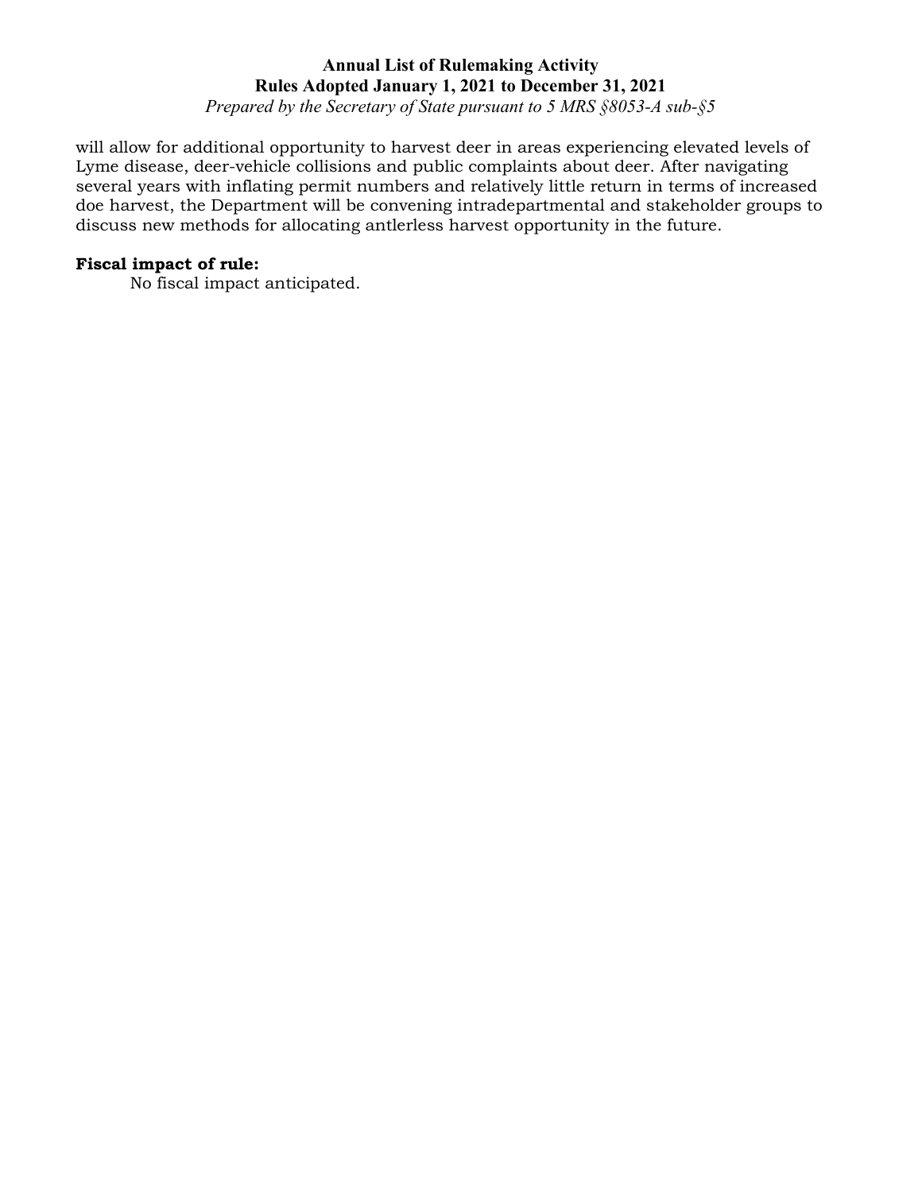will allow for additional opportunity to harvest deer in areas experiencing elevated levels of Lyme disease, deer-vehicle collisions and public complaints about deer. After navigating several years with inflating permit numbers and relatively little return in terms of increased doe harvest, the Department will be convening intradepartmental and stakeholder groups to discuss new methods for allocating antlerless harvest opportunity in the future.

**Fiscal impact of rule:**

No fiscal impact anticipated.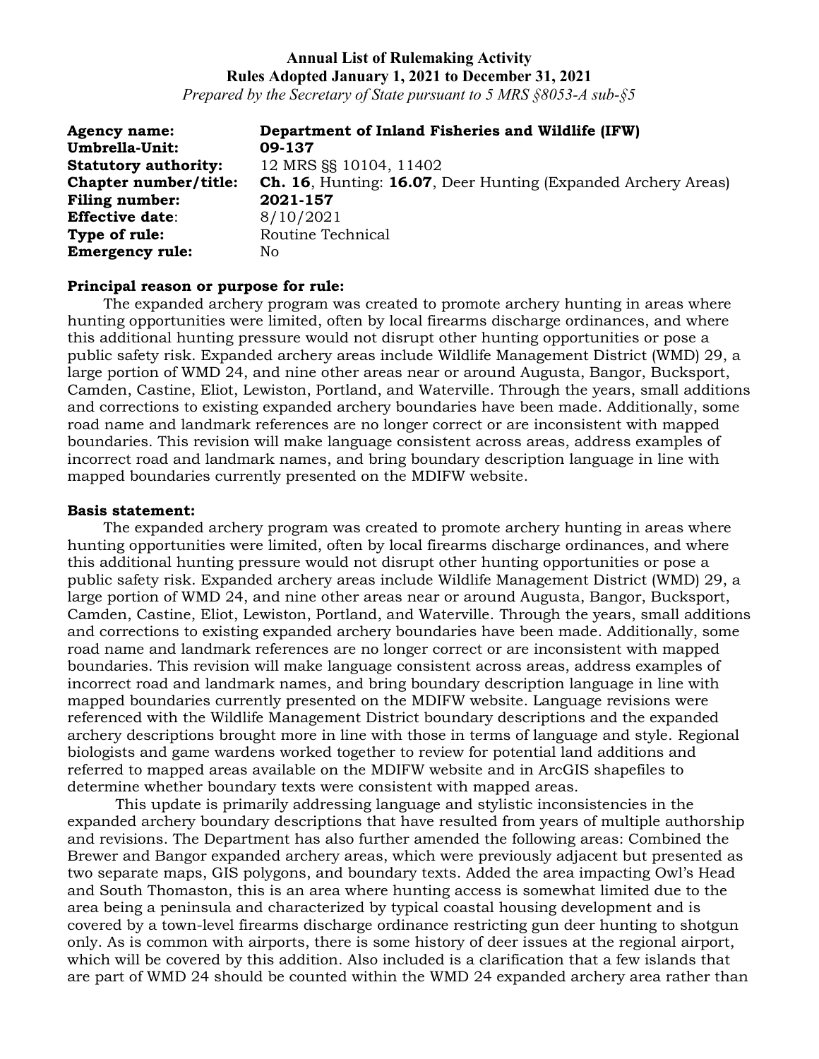**Annual List of Rulemaking Activity**
**Rules Adopted January 1, 2021 to December 31, 2021**
*Prepared by the Secretary of State pursuant to 5 MRS §8053-A sub-§5*

**Agency name:** **Department of Inland Fisheries and Wildlife (IFW)**
**Umbrella-Unit:** **09-137**
**Statutory authority:** 12 MRS §§ 10104, 11402
**Chapter number/title:** **Ch. 16**, Hunting: **16.07**, Deer Hunting (Expanded Archery Areas)
**Filing number:** **2021-157**
**Effective date**: 8/10/2021
**Type of rule:** Routine Technical
**Emergency rule:** No

**Principal reason or purpose for rule:**

The expanded archery program was created to promote archery hunting in areas where hunting opportunities were limited, often by local firearms discharge ordinances, and where this additional hunting pressure would not disrupt other hunting opportunities or pose a public safety risk. Expanded archery areas include Wildlife Management District (WMD) 29, a large portion of WMD 24, and nine other areas near or around Augusta, Bangor, Bucksport, Camden, Castine, Eliot, Lewiston, Portland, and Waterville. Through the years, small additions and corrections to existing expanded archery boundaries have been made. Additionally, some road name and landmark references are no longer correct or are inconsistent with mapped boundaries. This revision will make language consistent across areas, address examples of incorrect road and landmark names, and bring boundary description language in line with mapped boundaries currently presented on the MDIFW website.

**Basis statement:**

The expanded archery program was created to promote archery hunting in areas where hunting opportunities were limited, often by local firearms discharge ordinances, and where this additional hunting pressure would not disrupt other hunting opportunities or pose a public safety risk. Expanded archery areas include Wildlife Management District (WMD) 29, a large portion of WMD 24, and nine other areas near or around Augusta, Bangor, Bucksport, Camden, Castine, Eliot, Lewiston, Portland, and Waterville. Through the years, small additions and corrections to existing expanded archery boundaries have been made. Additionally, some road name and landmark references are no longer correct or are inconsistent with mapped boundaries. This revision will make language consistent across areas, address examples of incorrect road and landmark names, and bring boundary description language in line with mapped boundaries currently presented on the MDIFW website. Language revisions were referenced with the Wildlife Management District boundary descriptions and the expanded archery descriptions brought more in line with those in terms of language and style. Regional biologists and game wardens worked together to review for potential land additions and referred to mapped areas available on the MDIFW website and in ArcGIS shapefiles to determine whether boundary texts were consistent with mapped areas.

This update is primarily addressing language and stylistic inconsistencies in the expanded archery boundary descriptions that have resulted from years of multiple authorship and revisions. The Department has also further amended the following areas: Combined the Brewer and Bangor expanded archery areas, which were previously adjacent but presented as two separate maps, GIS polygons, and boundary texts. Added the area impacting Owl's Head and South Thomaston, this is an area where hunting access is somewhat limited due to the area being a peninsula and characterized by typical coastal housing development and is covered by a town-level firearms discharge ordinance restricting gun deer hunting to shotgun only. As is common with airports, there is some history of deer issues at the regional airport, which will be covered by this addition. Also included is a clarification that a few islands that are part of WMD 24 should be counted within the WMD 24 expanded archery area rather than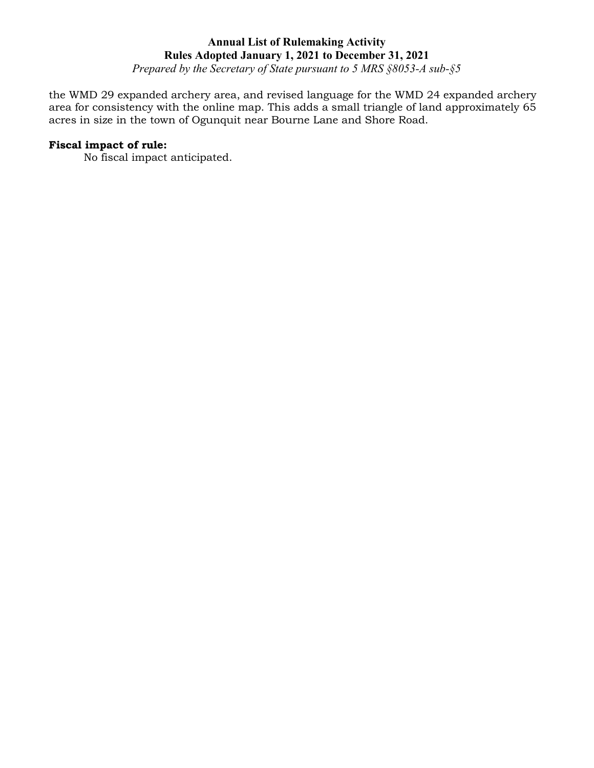the WMD 29 expanded archery area, and revised language for the WMD 24 expanded archery area for consistency with the online map. This adds a small triangle of land approximately 65 acres in size in the town of Ogunquit near Bourne Lane and Shore Road.

**Fiscal impact of rule:**

No fiscal impact anticipated.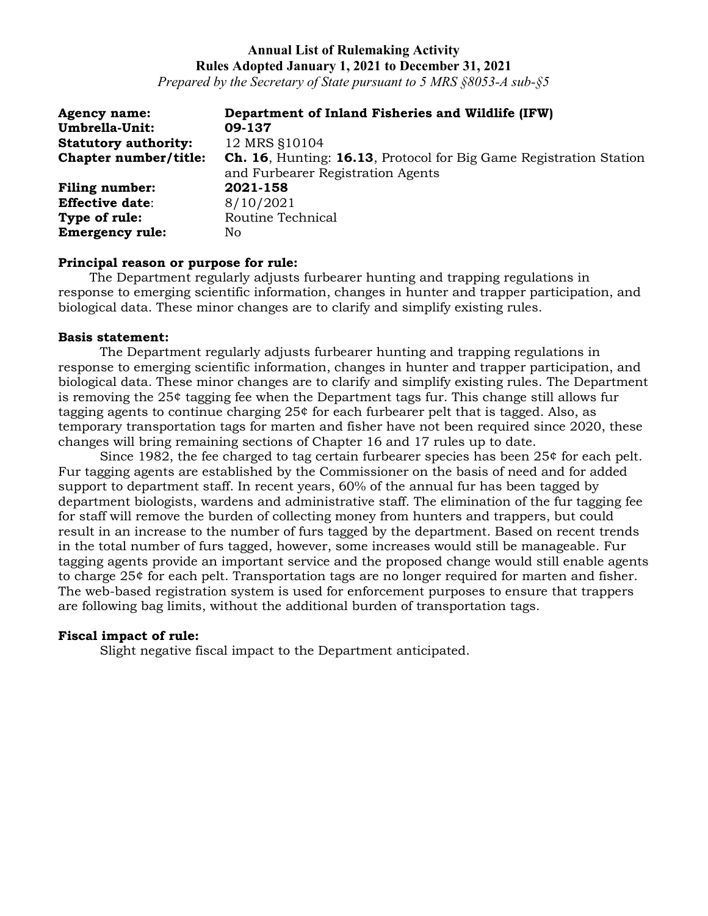**Annual List of Rulemaking Activity**
**Rules Adopted January 1, 2021 to December 31, 2021**
*Prepared by the Secretary of State pursuant to 5 MRS §8053-A sub-§5*

| | |
|---|---|
| **Agency name:** | **Department of Inland Fisheries and Wildlife (IFW)** |
| **Umbrella-Unit:** | **09-137** |
| **Statutory authority:** | 12 MRS §10104 |
| **Chapter number/title:** | **Ch. 16**, Hunting: **16.13**, Protocol for Big Game Registration Station and Furbearer Registration Agents |
| **Filing number:** | **2021-158** |
| **Effective date:** | 8/10/2021 |
| **Type of rule:** | Routine Technical |
| **Emergency rule:** | No |

**Principal reason or purpose for rule:**

The Department regularly adjusts furbearer hunting and trapping regulations in response to emerging scientific information, changes in hunter and trapper participation, and biological data. These minor changes are to clarify and simplify existing rules.

**Basis statement:**

The Department regularly adjusts furbearer hunting and trapping regulations in response to emerging scientific information, changes in hunter and trapper participation, and biological data. These minor changes are to clarify and simplify existing rules. The Department is removing the 25¢ tagging fee when the Department tags fur. This change still allows fur tagging agents to continue charging 25¢ for each furbearer pelt that is tagged. Also, as temporary transportation tags for marten and fisher have not been required since 2020, these changes will bring remaining sections of Chapter 16 and 17 rules up to date.

Since 1982, the fee charged to tag certain furbearer species has been 25¢ for each pelt. Fur tagging agents are established by the Commissioner on the basis of need and for added support to department staff. In recent years, 60% of the annual fur has been tagged by department biologists, wardens and administrative staff. The elimination of the fur tagging fee for staff will remove the burden of collecting money from hunters and trappers, but could result in an increase to the number of furs tagged by the department. Based on recent trends in the total number of furs tagged, however, some increases would still be manageable. Fur tagging agents provide an important service and the proposed change would still enable agents to charge 25¢ for each pelt. Transportation tags are no longer required for marten and fisher. The web-based registration system is used for enforcement purposes to ensure that trappers are following bag limits, without the additional burden of transportation tags.

**Fiscal impact of rule:**

Slight negative fiscal impact to the Department anticipated.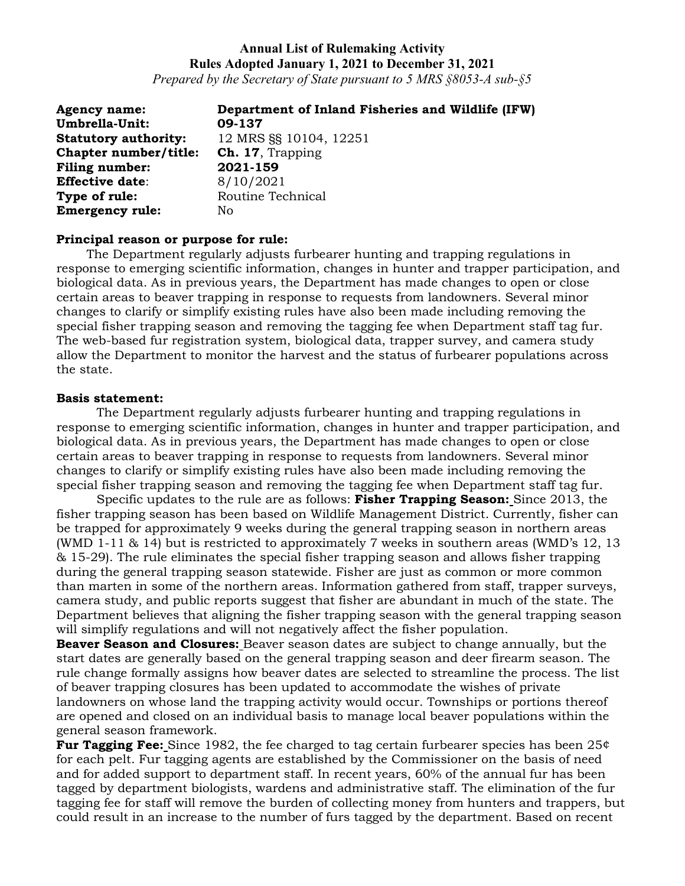**Annual List of Rulemaking Activity**
**Rules Adopted January 1, 2021 to December 31, 2021**
*Prepared by the Secretary of State pursuant to 5 MRS §8053-A sub-§5*

**Agency name:** **Department of Inland Fisheries and Wildlife (IFW)**
**Umbrella-Unit:** **09-137**
**Statutory authority:** 12 MRS §§ 10104, 12251
**Chapter number/title:** **Ch. 17**, Trapping
**Filing number:** **2021-159**
**Effective date**: 8/10/2021
**Type of rule:** Routine Technical
**Emergency rule:** No

**Principal reason or purpose for rule:**

The Department regularly adjusts furbearer hunting and trapping regulations in response to emerging scientific information, changes in hunter and trapper participation, and biological data. As in previous years, the Department has made changes to open or close certain areas to beaver trapping in response to requests from landowners. Several minor changes to clarify or simplify existing rules have also been made including removing the special fisher trapping season and removing the tagging fee when Department staff tag fur. The web-based fur registration system, biological data, trapper survey, and camera study allow the Department to monitor the harvest and the status of furbearer populations across the state.

**Basis statement:**

The Department regularly adjusts furbearer hunting and trapping regulations in response to emerging scientific information, changes in hunter and trapper participation, and biological data. As in previous years, the Department has made changes to open or close certain areas to beaver trapping in response to requests from landowners. Several minor changes to clarify or simplify existing rules have also been made including removing the special fisher trapping season and removing the tagging fee when Department staff tag fur.

Specific updates to the rule are as follows: **Fisher Trapping Season:** Since 2013, the fisher trapping season has been based on Wildlife Management District. Currently, fisher can be trapped for approximately 9 weeks during the general trapping season in northern areas (WMD 1-11 & 14) but is restricted to approximately 7 weeks in southern areas (WMD's 12, 13 & 15-29). The rule eliminates the special fisher trapping season and allows fisher trapping during the general trapping season statewide. Fisher are just as common or more common than marten in some of the northern areas. Information gathered from staff, trapper surveys, camera study, and public reports suggest that fisher are abundant in much of the state. The Department believes that aligning the fisher trapping season with the general trapping season will simplify regulations and will not negatively affect the fisher population.

**Beaver Season and Closures:** Beaver season dates are subject to change annually, but the start dates are generally based on the general trapping season and deer firearm season. The rule change formally assigns how beaver dates are selected to streamline the process. The list of beaver trapping closures has been updated to accommodate the wishes of private landowners on whose land the trapping activity would occur. Townships or portions thereof are opened and closed on an individual basis to manage local beaver populations within the general season framework.

**Fur Tagging Fee:** Since 1982, the fee charged to tag certain furbearer species has been 25¢ for each pelt. Fur tagging agents are established by the Commissioner on the basis of need and for added support to department staff. In recent years, 60% of the annual fur has been tagged by department biologists, wardens and administrative staff. The elimination of the fur tagging fee for staff will remove the burden of collecting money from hunters and trappers, but could result in an increase to the number of furs tagged by the department. Based on recent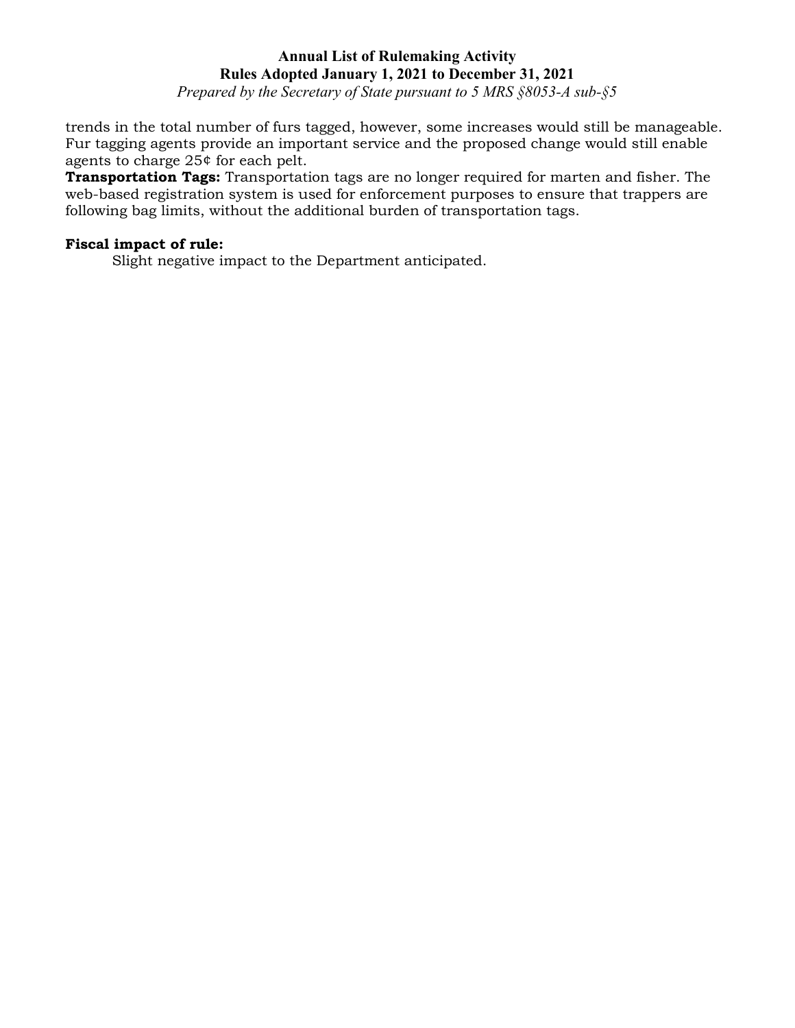trends in the total number of furs tagged, however, some increases would still be manageable. Fur tagging agents provide an important service and the proposed change would still enable agents to charge 25¢ for each pelt.

**Transportation Tags:** Transportation tags are no longer required for marten and fisher. The web-based registration system is used for enforcement purposes to ensure that trappers are following bag limits, without the additional burden of transportation tags.

**Fiscal impact of rule:**

Slight negative impact to the Department anticipated.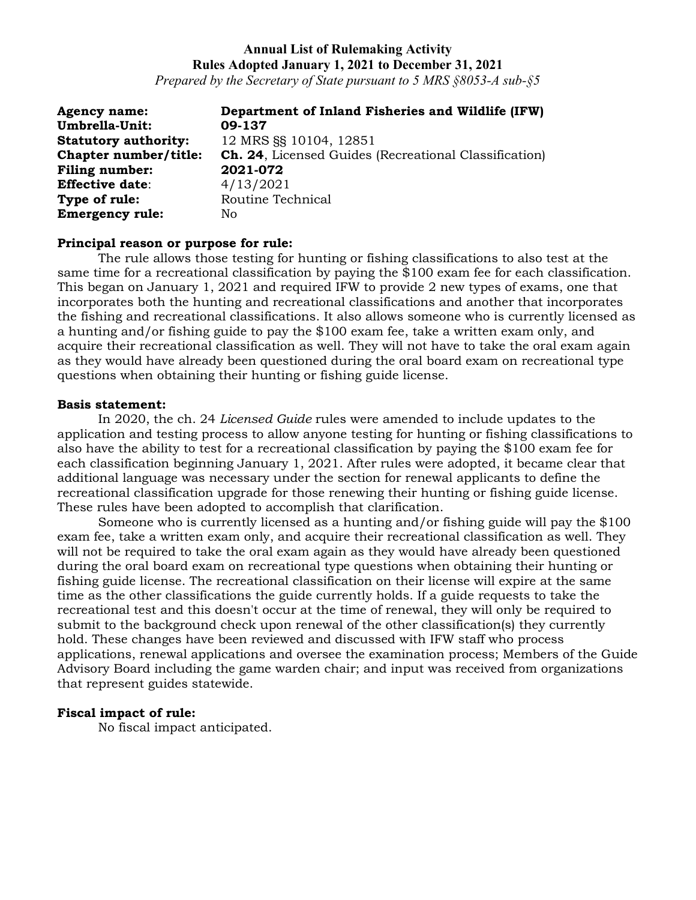**Annual List of Rulemaking Activity**
**Rules Adopted January 1, 2021 to December 31, 2021**
*Prepared by the Secretary of State pursuant to 5 MRS §8053-A sub-§5*

**Agency name:** **Department of Inland Fisheries and Wildlife (IFW)**
**Umbrella-Unit:** **09-137**
**Statutory authority:** 12 MRS §§ 10104, 12851
**Chapter number/title:** **Ch. 24**, Licensed Guides (Recreational Classification)
**Filing number:** **2021-072**
**Effective date**: 4/13/2021
**Type of rule:** Routine Technical
**Emergency rule:** No

**Principal reason or purpose for rule:**

The rule allows those testing for hunting or fishing classifications to also test at the same time for a recreational classification by paying the $100 exam fee for each classification. This began on January 1, 2021 and required IFW to provide 2 new types of exams, one that incorporates both the hunting and recreational classifications and another that incorporates the fishing and recreational classifications. It also allows someone who is currently licensed as a hunting and/or fishing guide to pay the $100 exam fee, take a written exam only, and acquire their recreational classification as well. They will not have to take the oral exam again as they would have already been questioned during the oral board exam on recreational type questions when obtaining their hunting or fishing guide license.

**Basis statement:**

In 2020, the ch. 24 *Licensed Guide* rules were amended to include updates to the application and testing process to allow anyone testing for hunting or fishing classifications to also have the ability to test for a recreational classification by paying the $100 exam fee for each classification beginning January 1, 2021. After rules were adopted, it became clear that additional language was necessary under the section for renewal applicants to define the recreational classification upgrade for those renewing their hunting or fishing guide license. These rules have been adopted to accomplish that clarification.

Someone who is currently licensed as a hunting and/or fishing guide will pay the $100 exam fee, take a written exam only, and acquire their recreational classification as well. They will not be required to take the oral exam again as they would have already been questioned during the oral board exam on recreational type questions when obtaining their hunting or fishing guide license. The recreational classification on their license will expire at the same time as the other classifications the guide currently holds. If a guide requests to take the recreational test and this doesn't occur at the time of renewal, they will only be required to submit to the background check upon renewal of the other classification(s) they currently hold. These changes have been reviewed and discussed with IFW staff who process applications, renewal applications and oversee the examination process; Members of the Guide Advisory Board including the game warden chair; and input was received from organizations that represent guides statewide.

**Fiscal impact of rule:**

No fiscal impact anticipated.